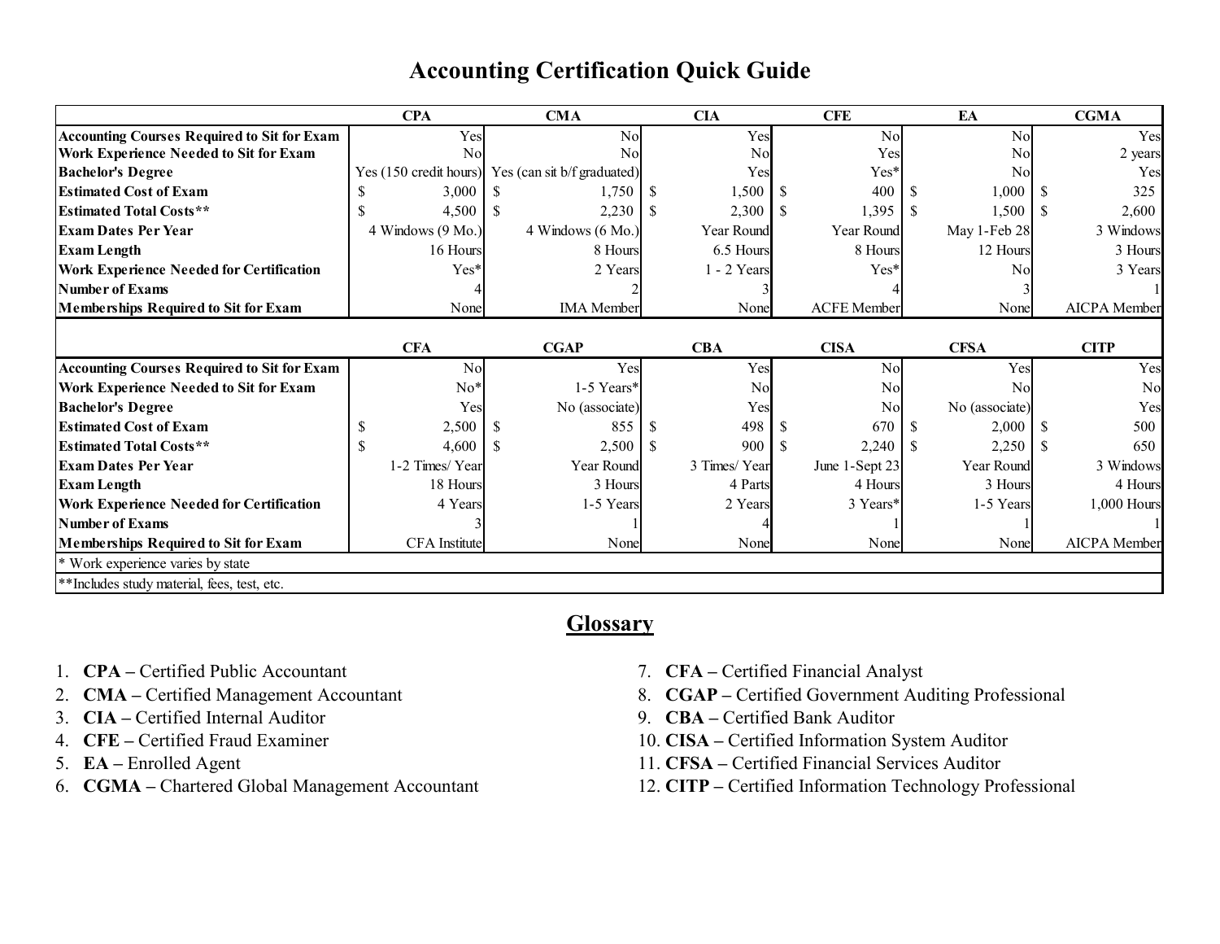# Accounting Certification Quick Guide

| | CPA | CMA | CIA | CFE | EA | CGMA |
|---|---|---|---|---|---|---|
| **Accounting Courses Required to Sit for Exam** | Yes | No | Yes | No | No | Yes |
| **Work Experience Needed to Sit for Exam** | No | No | No | Yes | No | 2 years |
| **Bachelor's Degree** | Yes (150 credit hours) | Yes (can sit b/f graduated) | Yes | Yes* | No | Yes |
| **Estimated Cost of Exam** | $ 3,000 | $ 1,750 | $ 1,500 | $ 400 | $ 1,000 | $ 325 |
| **Estimated Total Costs**** | $ 4,500 | $ 2,230 | $ 2,300 | $ 1,395 | $ 1,500 | $ 2,600 |
| **Exam Dates Per Year** | 4 Windows (9 Mo.) | 4 Windows (6 Mo.) | Year Round | Year Round | May 1-Feb 28 | 3 Windows |
| **Exam Length** | 16 Hours | 8 Hours | 6.5 Hours | 8 Hours | 12 Hours | 3 Hours |
| **Work Experience Needed for Certification** | Yes* | 2 Years | 1 - 2 Years | Yes* | No | 3 Years |
| **Number of Exams** | 4 | 2 | 3 | 4 | 3 | 1 |
| **Memberships Required to Sit for Exam** | None | IMA Member | None | ACFE Member | None | AICPA Member |

| | CFA | CGAP | CBA | CISA | CFSA | CITP |
|---|---|---|---|---|---|---|
| **Accounting Courses Required to Sit for Exam** | No | Yes | Yes | No | Yes | Yes |
| **Work Experience Needed to Sit for Exam** | No* | 1-5 Years* | No | No | No | No |
| **Bachelor's Degree** | Yes | No (associate) | Yes | No | No (associate) | Yes |
| **Estimated Cost of Exam** | $ 2,500 | $ 855 | $ 498 | $ 670 | $ 2,000 | $ 500 |
| **Estimated Total Costs**** | $ 4,600 | $ 2,500 | $ 900 | $ 2,240 | $ 2,250 | $ 650 |
| **Exam Dates Per Year** | 1-2 Times/ Year | Year Round | 3 Times/ Year | June 1-Sept 23 | Year Round | 3 Windows |
| **Exam Length** | 18 Hours | 3 Hours | 4 Parts | 4 Hours | 3 Hours | 4 Hours |
| **Work Experience Needed for Certification** | 4 Years | 1-5 Years | 2 Years | 3 Years* | 1-5 Years | 1,000 Hours |
| **Number of Exams** | 3 | 1 | 4 | 1 | 1 | 1 |
| **Memberships Required to Sit for Exam** | CFA Institute | None | None | None | None | AICPA Member |

* Work experience varies by state

**Includes study material, fees, test, etc.

## Glossary

1. **CPA –** Certified Public Accountant
2. **CMA –** Certified Management Accountant
3. **CIA –** Certified Internal Auditor
4. **CFE –** Certified Fraud Examiner
5. **EA –** Enrolled Agent
6. **CGMA –** Chartered Global Management Accountant
7. **CFA –** Certified Financial Analyst
8. **CGAP –** Certified Government Auditing Professional
9. **CBA –** Certified Bank Auditor
10. **CISA –** Certified Information System Auditor
11. **CFSA –** Certified Financial Services Auditor
12. **CITP –** Certified Information Technology Professional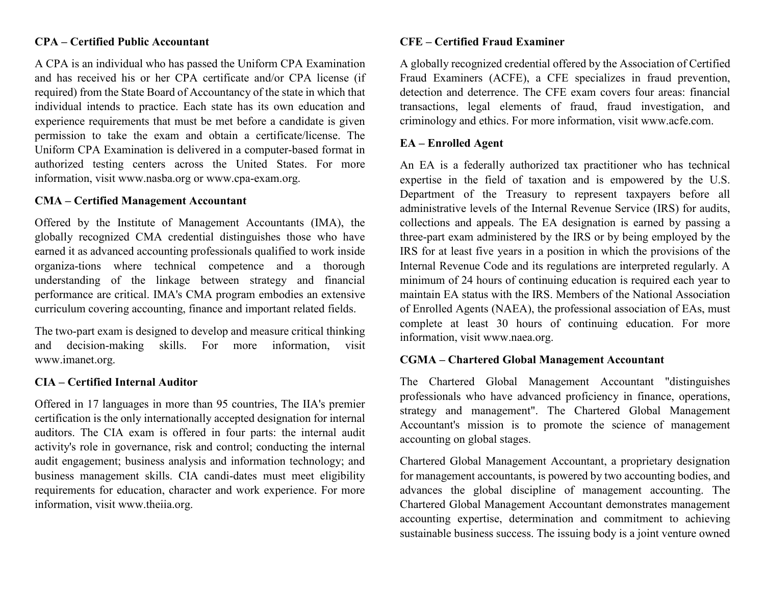**CPA – Certified Public Accountant**

A CPA is an individual who has passed the Uniform CPA Examination and has received his or her CPA certificate and/or CPA license (if required) from the State Board of Accountancy of the state in which that individual intends to practice. Each state has its own education and experience requirements that must be met before a candidate is given permission to take the exam and obtain a certificate/license. The Uniform CPA Examination is delivered in a computer-based format in authorized testing centers across the United States. For more information, visit www.nasba.org or www.cpa-exam.org.

**CMA – Certified Management Accountant**

Offered by the Institute of Management Accountants (IMA), the globally recognized CMA credential distinguishes those who have earned it as advanced accounting professionals qualified to work inside organiza-tions where technical competence and a thorough understanding of the linkage between strategy and financial performance are critical. IMA's CMA program embodies an extensive curriculum covering accounting, finance and important related fields.

The two-part exam is designed to develop and measure critical thinking and decision-making skills. For more information, visit www.imanet.org.

**CIA – Certified Internal Auditor**

Offered in 17 languages in more than 95 countries, The IIA's premier certification is the only internationally accepted designation for internal auditors. The CIA exam is offered in four parts: the internal audit activity's role in governance, risk and control; conducting the internal audit engagement; business analysis and information technology; and business management skills. CIA candi-dates must meet eligibility requirements for education, character and work experience. For more information, visit www.theiia.org.

**CFE – Certified Fraud Examiner**

A globally recognized credential offered by the Association of Certified Fraud Examiners (ACFE), a CFE specializes in fraud prevention, detection and deterrence. The CFE exam covers four areas: financial transactions, legal elements of fraud, fraud investigation, and criminology and ethics. For more information, visit www.acfe.com.

**EA – Enrolled Agent**

An EA is a federally authorized tax practitioner who has technical expertise in the field of taxation and is empowered by the U.S. Department of the Treasury to represent taxpayers before all administrative levels of the Internal Revenue Service (IRS) for audits, collections and appeals. The EA designation is earned by passing a three-part exam administered by the IRS or by being employed by the IRS for at least five years in a position in which the provisions of the Internal Revenue Code and its regulations are interpreted regularly. A minimum of 24 hours of continuing education is required each year to maintain EA status with the IRS. Members of the National Association of Enrolled Agents (NAEA), the professional association of EAs, must complete at least 30 hours of continuing education. For more information, visit www.naea.org.

**CGMA – Chartered Global Management Accountant**

The Chartered Global Management Accountant "distinguishes professionals who have advanced proficiency in finance, operations, strategy and management". The Chartered Global Management Accountant's mission is to promote the science of management accounting on global stages.

Chartered Global Management Accountant, a proprietary designation for management accountants, is powered by two accounting bodies, and advances the global discipline of management accounting. The Chartered Global Management Accountant demonstrates management accounting expertise, determination and commitment to achieving sustainable business success. The issuing body is a joint venture owned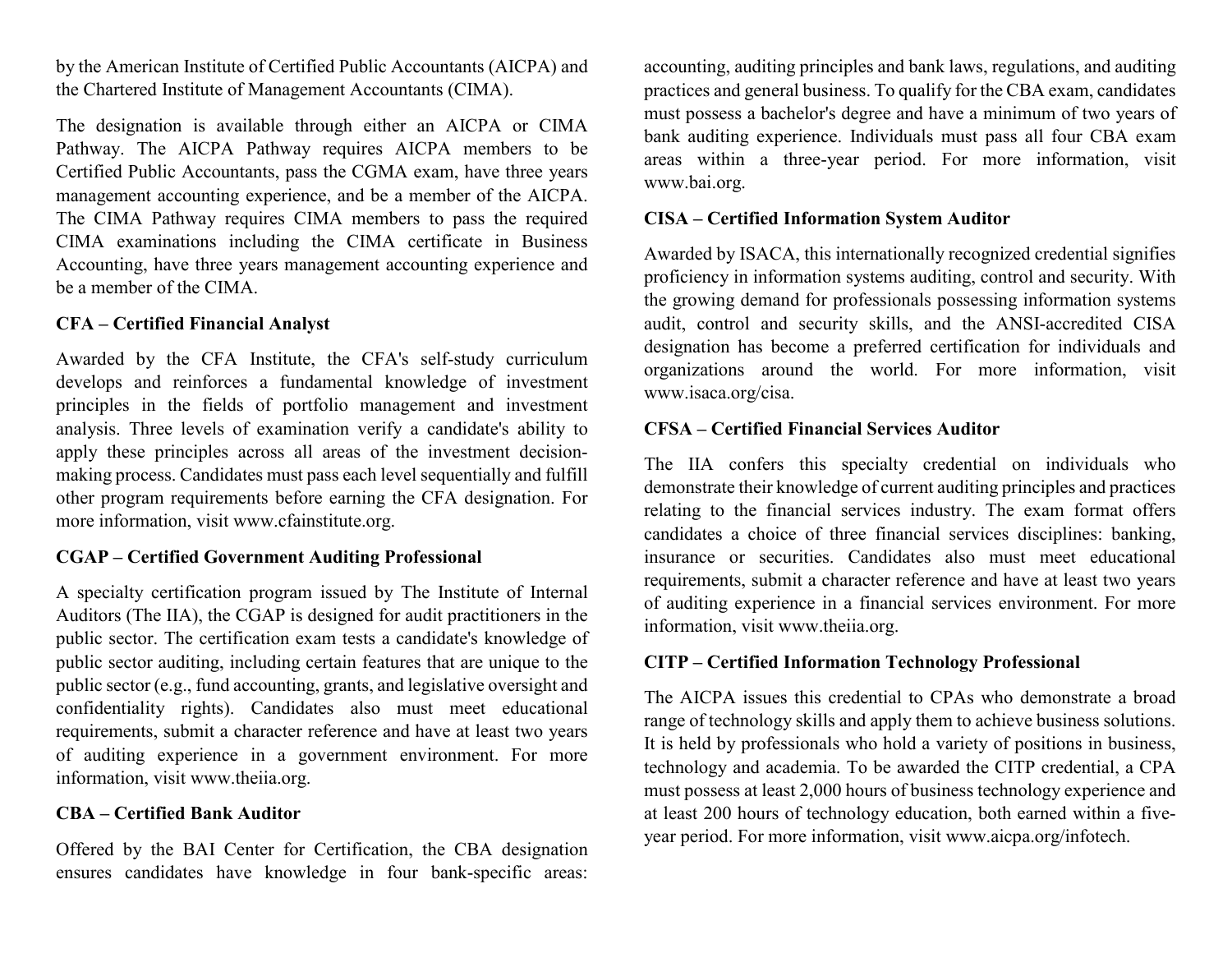by the American Institute of Certified Public Accountants (AICPA) and the Chartered Institute of Management Accountants (CIMA).

The designation is available through either an AICPA or CIMA Pathway. The AICPA Pathway requires AICPA members to be Certified Public Accountants, pass the CGMA exam, have three years management accounting experience, and be a member of the AICPA. The CIMA Pathway requires CIMA members to pass the required CIMA examinations including the CIMA certificate in Business Accounting, have three years management accounting experience and be a member of the CIMA.

**CFA – Certified Financial Analyst**

Awarded by the CFA Institute, the CFA's self-study curriculum develops and reinforces a fundamental knowledge of investment principles in the fields of portfolio management and investment analysis. Three levels of examination verify a candidate's ability to apply these principles across all areas of the investment decision-making process. Candidates must pass each level sequentially and fulfill other program requirements before earning the CFA designation. For more information, visit www.cfainstitute.org.

**CGAP – Certified Government Auditing Professional**

A specialty certification program issued by The Institute of Internal Auditors (The IIA), the CGAP is designed for audit practitioners in the public sector. The certification exam tests a candidate's knowledge of public sector auditing, including certain features that are unique to the public sector (e.g., fund accounting, grants, and legislative oversight and confidentiality rights). Candidates also must meet educational requirements, submit a character reference and have at least two years of auditing experience in a government environment. For more information, visit www.theiia.org.

**CBA – Certified Bank Auditor**

Offered by the BAI Center for Certification, the CBA designation ensures candidates have knowledge in four bank-specific areas: accounting, auditing principles and bank laws, regulations, and auditing practices and general business. To qualify for the CBA exam, candidates must possess a bachelor's degree and have a minimum of two years of bank auditing experience. Individuals must pass all four CBA exam areas within a three-year period. For more information, visit www.bai.org.

**CISA – Certified Information System Auditor**

Awarded by ISACA, this internationally recognized credential signifies proficiency in information systems auditing, control and security. With the growing demand for professionals possessing information systems audit, control and security skills, and the ANSI-accredited CISA designation has become a preferred certification for individuals and organizations around the world. For more information, visit www.isaca.org/cisa.

**CFSA – Certified Financial Services Auditor**

The IIA confers this specialty credential on individuals who demonstrate their knowledge of current auditing principles and practices relating to the financial services industry. The exam format offers candidates a choice of three financial services disciplines: banking, insurance or securities. Candidates also must meet educational requirements, submit a character reference and have at least two years of auditing experience in a financial services environment. For more information, visit www.theiia.org.

**CITP – Certified Information Technology Professional**

The AICPA issues this credential to CPAs who demonstrate a broad range of technology skills and apply them to achieve business solutions. It is held by professionals who hold a variety of positions in business, technology and academia. To be awarded the CITP credential, a CPA must possess at least 2,000 hours of business technology experience and at least 200 hours of technology education, both earned within a five-year period. For more information, visit www.aicpa.org/infotech.